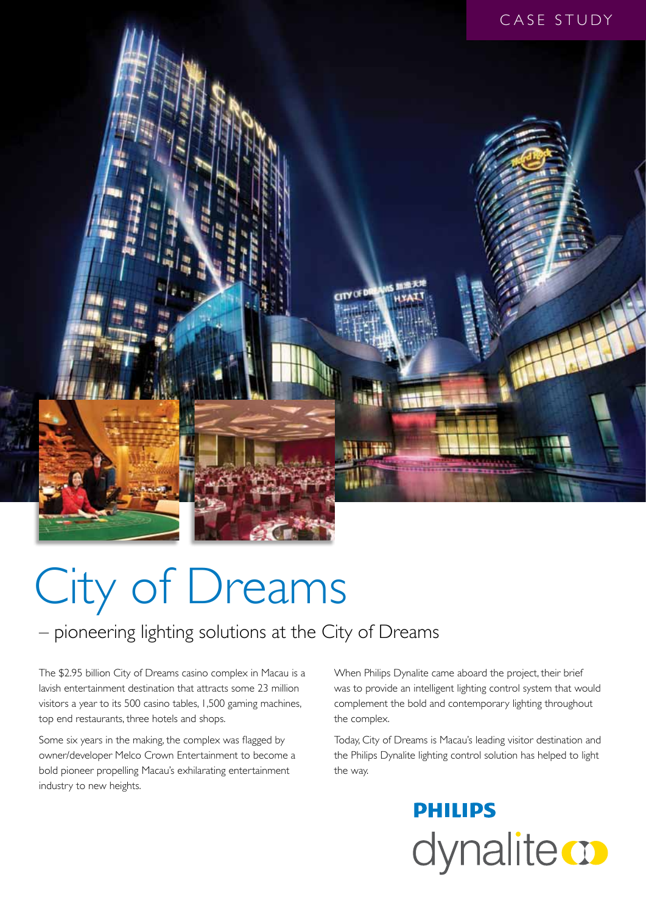CASE STUDY

# City of Dreams

## – pioneering lighting solutions at the City of Dreams

The $2.95 billion City of Dreams casino complex in Macau is a lavish entertainment destination that attracts some 23 million visitors a year to its 500 casino tables, 1,500 gaming machines, top end restaurants, three hotels and shops.

Some six years in the making, the complex was flagged by owner/developer Melco Crown Entertainment to become a bold pioneer propelling Macau's exhilarating entertainment industry to new heights.

When Philips Dynalite came aboard the project, their brief was to provide an intelligent lighting control system that would complement the bold and contemporary lighting throughout the complex.

Today, City of Dreams is Macau's leading visitor destination and the Philips Dynalite lighting control solution has helped to light the way.

PHILIPS dynalite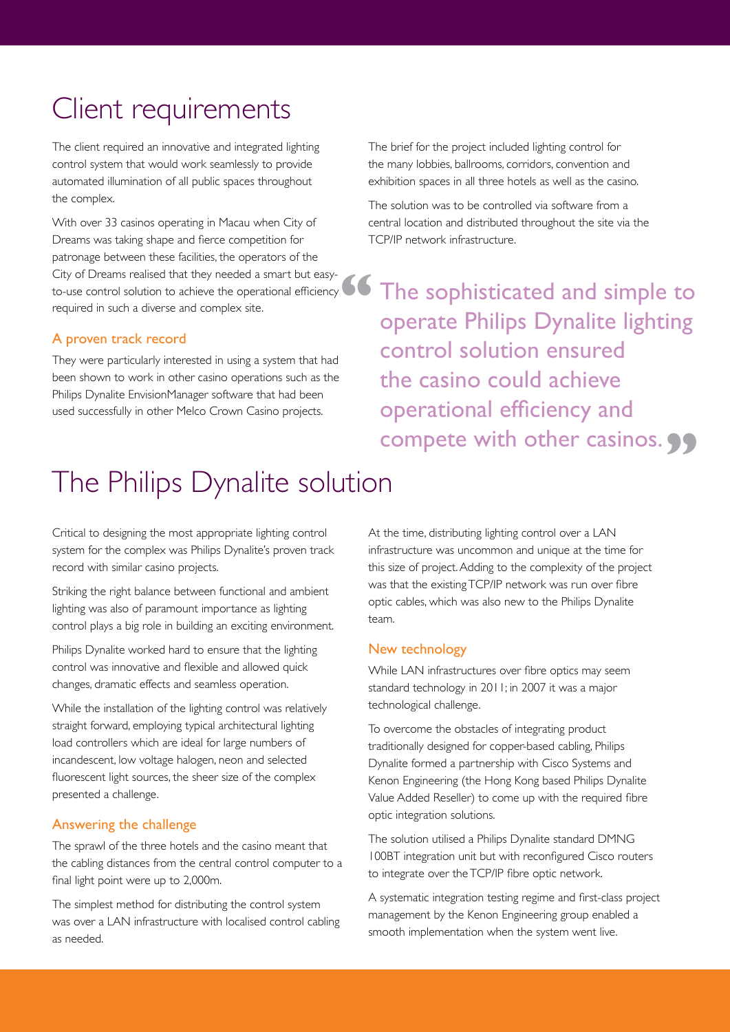# Client requirements

The client required an innovative and integrated lighting control system that would work seamlessly to provide automated illumination of all public spaces throughout the complex.

With over 33 casinos operating in Macau when City of Dreams was taking shape and fierce competition for patronage between these facilities, the operators of the City of Dreams realised that they needed a smart but easy-to-use control solution to achieve the operational efficiency required in such a diverse and complex site.

### A proven track record

They were particularly interested in using a system that had been shown to work in other casino operations such as the Philips Dynalite EnvisionManager software that had been used successfully in other Melco Crown Casino projects.

The brief for the project included lighting control for the many lobbies, ballrooms, corridors, convention and exhibition spaces in all three hotels as well as the casino.

The solution was to be controlled via software from a central location and distributed throughout the site via the TCP/IP network infrastructure.

> “The sophisticated and simple to operate Philips Dynalite lighting control solution ensured the casino could achieve operational efficiency and compete with other casinos.”

# The Philips Dynalite solution

Critical to designing the most appropriate lighting control system for the complex was Philips Dynalite's proven track record with similar casino projects.

Striking the right balance between functional and ambient lighting was also of paramount importance as lighting control plays a big role in building an exciting environment.

Philips Dynalite worked hard to ensure that the lighting control was innovative and flexible and allowed quick changes, dramatic effects and seamless operation.

While the installation of the lighting control was relatively straight forward, employing typical architectural lighting load controllers which are ideal for large numbers of incandescent, low voltage halogen, neon and selected fluorescent light sources, the sheer size of the complex presented a challenge.

### Answering the challenge

The sprawl of the three hotels and the casino meant that the cabling distances from the central control computer to a final light point were up to 2,000m.

The simplest method for distributing the control system was over a LAN infrastructure with localised control cabling as needed.

At the time, distributing lighting control over a LAN infrastructure was uncommon and unique at the time for this size of project. Adding to the complexity of the project was that the existing TCP/IP network was run over fibre optic cables, which was also new to the Philips Dynalite team.

### New technology

While LAN infrastructures over fibre optics may seem standard technology in 2011; in 2007 it was a major technological challenge.

To overcome the obstacles of integrating product traditionally designed for copper-based cabling, Philips Dynalite formed a partnership with Cisco Systems and Kenon Engineering (the Hong Kong based Philips Dynalite Value Added Reseller) to come up with the required fibre optic integration solutions.

The solution utilised a Philips Dynalite standard DMNG 100BT integration unit but with reconfigured Cisco routers to integrate over the TCP/IP fibre optic network.

A systematic integration testing regime and first-class project management by the Kenon Engineering group enabled a smooth implementation when the system went live.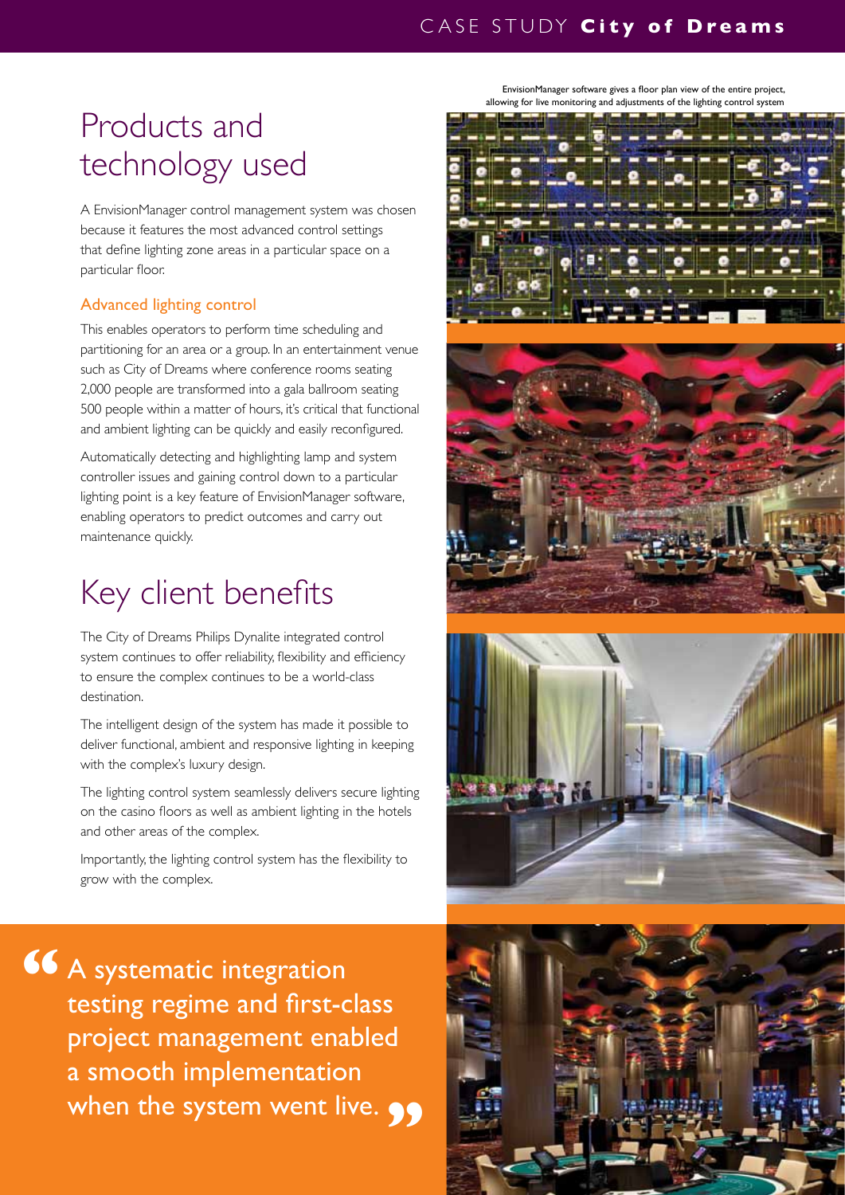# Products and technology used

A EnvisionManager control management system was chosen because it features the most advanced control settings that define lighting zone areas in a particular space on a particular floor.

### Advanced lighting control

This enables operators to perform time scheduling and partitioning for an area or a group. In an entertainment venue such as City of Dreams where conference rooms seating 2,000 people are transformed into a gala ballroom seating 500 people within a matter of hours, it's critical that functional and ambient lighting can be quickly and easily reconfigured.

Automatically detecting and highlighting lamp and system controller issues and gaining control down to a particular lighting point is a key feature of EnvisionManager software, enabling operators to predict outcomes and carry out maintenance quickly.

# Key client benefits

The City of Dreams Philips Dynalite integrated control system continues to offer reliability, flexibility and efficiency to ensure the complex continues to be a world-class destination.

The intelligent design of the system has made it possible to deliver functional, ambient and responsive lighting in keeping with the complex's luxury design.

The lighting control system seamlessly delivers secure lighting on the casino floors as well as ambient lighting in the hotels and other areas of the complex.

Importantly, the lighting control system has the flexibility to grow with the complex.

> “A systematic integration testing regime and first-class project management enabled a smooth implementation when the system went live.”

EnvisionManager software gives a floor plan view of the entire project, allowing for live monitoring and adjustments of the lighting control system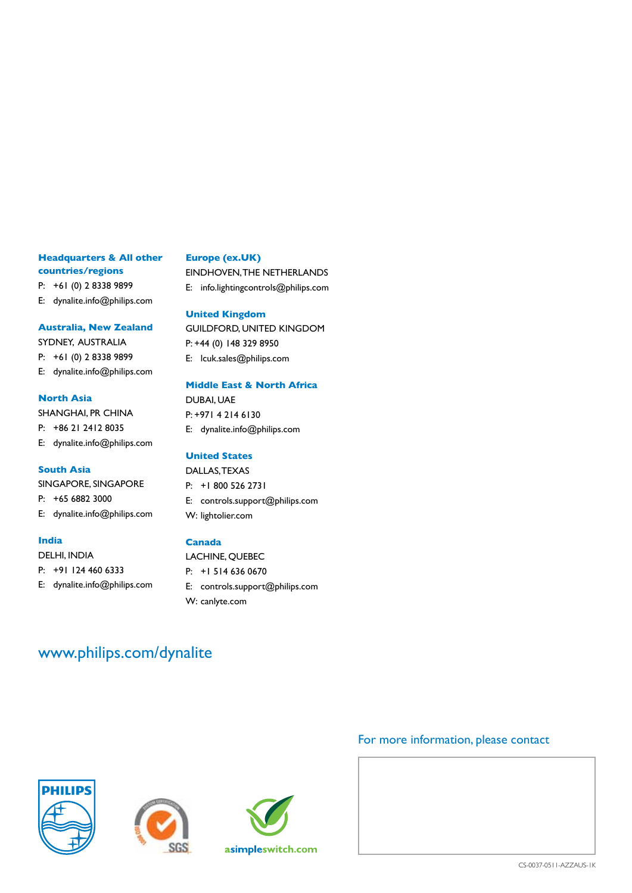**Headquarters & All other countries/regions**
P: +61 (0) 2 8338 9899
E: dynalite.info@philips.com

**Australia, New Zealand**
SYDNEY, AUSTRALIA
P: +61 (0) 2 8338 9899
E: dynalite.info@philips.com

**North Asia**
SHANGHAI, PR CHINA
P: +86 21 2412 8035
E: dynalite.info@philips.com

**South Asia**
SINGAPORE, SINGAPORE
P: +65 6882 3000
E: dynalite.info@philips.com

**India**
DELHI, INDIA
P: +91 124 460 6333
E: dynalite.info@philips.com

**Europe (ex.UK)**
EINDHOVEN, THE NETHERLANDS
E: info.lightingcontrols@philips.com

**United Kingdom**
GUILDFORD, UNITED KINGDOM
P: +44 (0) 148 329 8950
E: lcuk.sales@philips.com

**Middle East & North Africa**
DUBAI, UAE
P: +971 4 214 6130
E: dynalite.info@philips.com

**United States**
DALLAS, TEXAS
P: +1 800 526 2731
E: controls.support@philips.com
W: lightolier.com

**Canada**
LACHINE, QUEBEC
P: +1 514 636 0670
E: controls.support@philips.com
W: canlyte.com

www.philips.com/dynalite

For more information, please contact

PHILIPS

SGS ISO 9001

asimpleswitch.com

CS-0037-0511-AZZAUS-1K